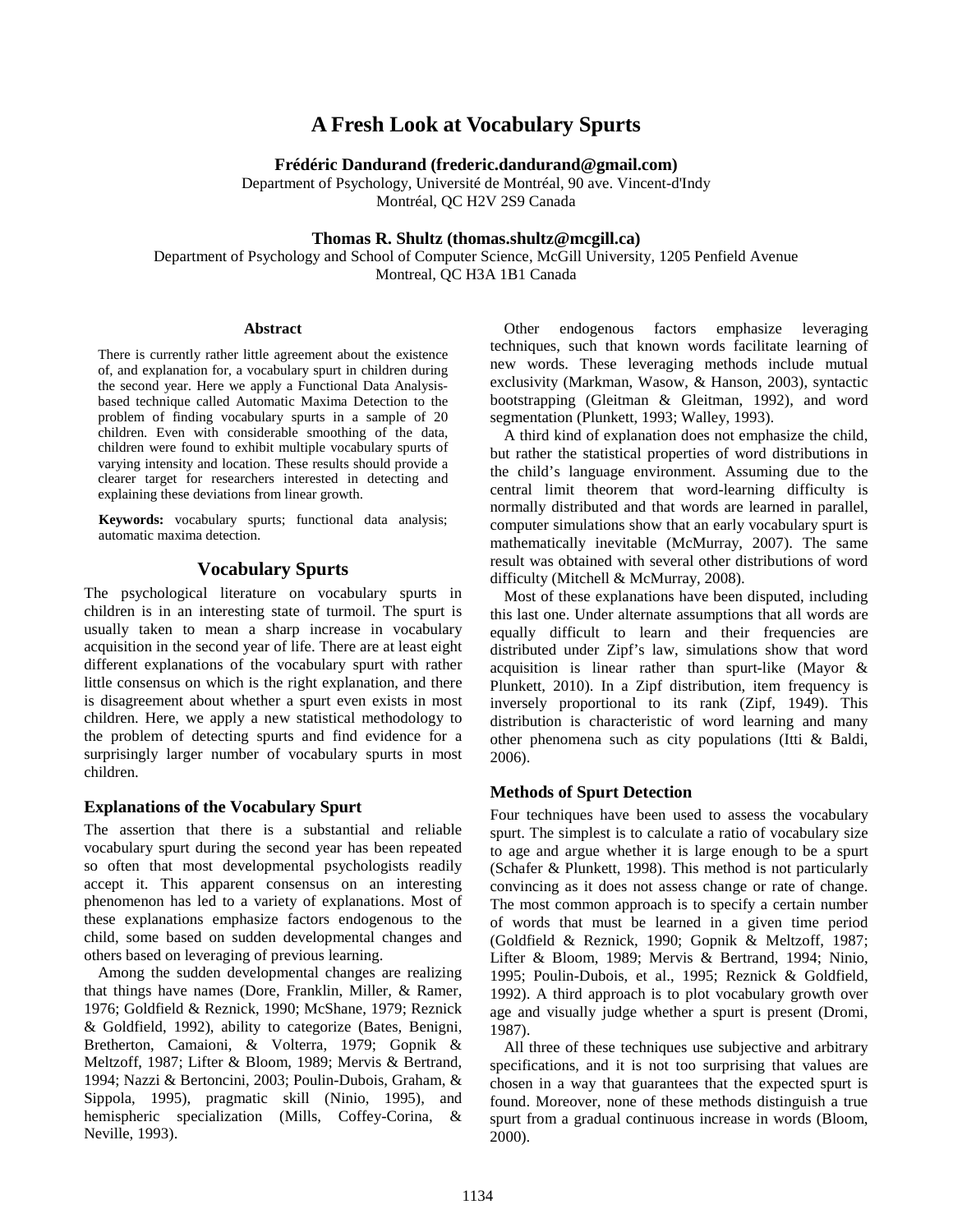# A Fresh Look at Vocabulary Spurts

**Frédéric Dandurand (frederic.dandurand@gmail.com)**
Department of Psychology, Université de Montréal, 90 ave. Vincent-d'Indy
Montréal, QC H2V 2S9 Canada

**Thomas R. Shultz (thomas.shultz@mcgill.ca)**
Department of Psychology and School of Computer Science, McGill University, 1205 Penfield Avenue
Montreal, QC H3A 1B1 Canada

## Abstract

There is currently rather little agreement about the existence of, and explanation for, a vocabulary spurt in children during the second year. Here we apply a Functional Data Analysis-based technique called Automatic Maxima Detection to the problem of finding vocabulary spurts in a sample of 20 children. Even with considerable smoothing of the data, children were found to exhibit multiple vocabulary spurts of varying intensity and location. These results should provide a clearer target for researchers interested in detecting and explaining these deviations from linear growth.

**Keywords:** vocabulary spurts; functional data analysis; automatic maxima detection.

## Vocabulary Spurts

The psychological literature on vocabulary spurts in children is in an interesting state of turmoil. The spurt is usually taken to mean a sharp increase in vocabulary acquisition in the second year of life. There are at least eight different explanations of the vocabulary spurt with rather little consensus on which is the right explanation, and there is disagreement about whether a spurt even exists in most children. Here, we apply a new statistical methodology to the problem of detecting spurts and find evidence for a surprisingly larger number of vocabulary spurts in most children.

### Explanations of the Vocabulary Spurt

The assertion that there is a substantial and reliable vocabulary spurt during the second year has been repeated so often that most developmental psychologists readily accept it. This apparent consensus on an interesting phenomenon has led to a variety of explanations. Most of these explanations emphasize factors endogenous to the child, some based on sudden developmental changes and others based on leveraging of previous learning.

Among the sudden developmental changes are realizing that things have names (Dore, Franklin, Miller, & Ramer, 1976; Goldfield & Reznick, 1990; McShane, 1979; Reznick & Goldfield, 1992), ability to categorize (Bates, Benigni, Bretherton, Camaioni, & Volterra, 1979; Gopnik & Meltzoff, 1987; Lifter & Bloom, 1989; Mervis & Bertrand, 1994; Nazzi & Bertoncini, 2003; Poulin-Dubois, Graham, & Sippola, 1995), pragmatic skill (Ninio, 1995), and hemispheric specialization (Mills, Coffey-Corina, & Neville, 1993).

Other endogenous factors emphasize leveraging techniques, such that known words facilitate learning of new words. These leveraging methods include mutual exclusivity (Markman, Wasow, & Hanson, 2003), syntactic bootstrapping (Gleitman & Gleitman, 1992), and word segmentation (Plunkett, 1993; Walley, 1993).

A third kind of explanation does not emphasize the child, but rather the statistical properties of word distributions in the child's language environment. Assuming due to the central limit theorem that word-learning difficulty is normally distributed and that words are learned in parallel, computer simulations show that an early vocabulary spurt is mathematically inevitable (McMurray, 2007). The same result was obtained with several other distributions of word difficulty (Mitchell & McMurray, 2008).

Most of these explanations have been disputed, including this last one. Under alternate assumptions that all words are equally difficult to learn and their frequencies are distributed under Zipf's law, simulations show that word acquisition is linear rather than spurt-like (Mayor & Plunkett, 2010). In a Zipf distribution, item frequency is inversely proportional to its rank (Zipf, 1949). This distribution is characteristic of word learning and many other phenomena such as city populations (Itti & Baldi, 2006).

### Methods of Spurt Detection

Four techniques have been used to assess the vocabulary spurt. The simplest is to calculate a ratio of vocabulary size to age and argue whether it is large enough to be a spurt (Schafer & Plunkett, 1998). This method is not particularly convincing as it does not assess change or rate of change. The most common approach is to specify a certain number of words that must be learned in a given time period (Goldfield & Reznick, 1990; Gopnik & Meltzoff, 1987; Lifter & Bloom, 1989; Mervis & Bertrand, 1994; Ninio, 1995; Poulin-Dubois, et al., 1995; Reznick & Goldfield, 1992). A third approach is to plot vocabulary growth over age and visually judge whether a spurt is present (Dromi, 1987).

All three of these techniques use subjective and arbitrary specifications, and it is not too surprising that values are chosen in a way that guarantees that the expected spurt is found. Moreover, none of these methods distinguish a true spurt from a gradual continuous increase in words (Bloom, 2000).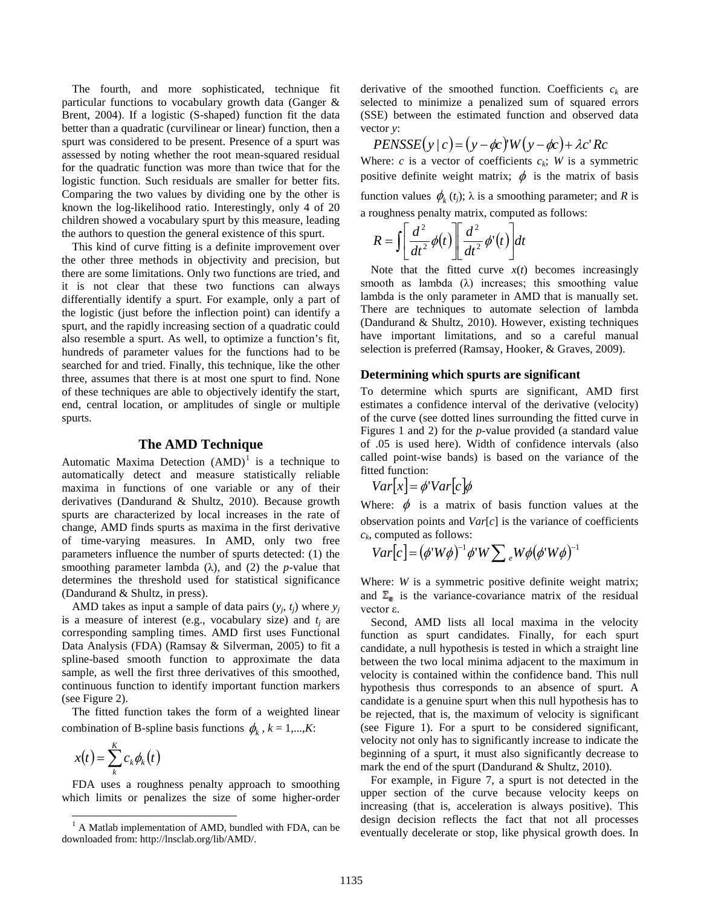The fourth, and more sophisticated, technique fit particular functions to vocabulary growth data (Ganger & Brent, 2004). If a logistic (S-shaped) function fit the data better than a quadratic (curvilinear or linear) function, then a spurt was considered to be present. Presence of a spurt was assessed by noting whether the root mean-squared residual for the quadratic function was more than twice that for the logistic function. Such residuals are smaller for better fits. Comparing the two values by dividing one by the other is known the log-likelihood ratio. Interestingly, only 4 of 20 children showed a vocabulary spurt by this measure, leading the authors to question the general existence of this spurt.

This kind of curve fitting is a definite improvement over the other three methods in objectivity and precision, but there are some limitations. Only two functions are tried, and it is not clear that these two functions can always differentially identify a spurt. For example, only a part of the logistic (just before the inflection point) can identify a spurt, and the rapidly increasing section of a quadratic could also resemble a spurt. As well, to optimize a function's fit, hundreds of parameter values for the functions had to be searched for and tried. Finally, this technique, like the other three, assumes that there is at most one spurt to find. None of these techniques are able to objectively identify the start, end, central location, or amplitudes of single or multiple spurts.

## The AMD Technique

Automatic Maxima Detection (AMD)[1] is a technique to automatically detect and measure statistically reliable maxima in functions of one variable or any of their derivatives (Dandurand & Shultz, 2010). Because growth spurts are characterized by local increases in the rate of change, AMD finds spurts as maxima in the first derivative of time-varying measures. In AMD, only two free parameters influence the number of spurts detected: (1) the smoothing parameter lambda ($\lambda$), and (2) the *p*-value that determines the threshold used for statistical significance (Dandurand & Shultz, in press).

AMD takes as input a sample of data pairs ($y_j$, $t_j$) where $y_j$ is a measure of interest (e.g., vocabulary size) and $t_j$ are corresponding sampling times. AMD first uses Functional Data Analysis (FDA) (Ramsay & Silverman, 2005) to fit a spline-based smooth function to approximate the data sample, as well the first three derivatives of this smoothed, continuous function to identify important function markers (see Figure 2).

The fitted function takes the form of a weighted linear combination of B-spline basis functions $\phi_k$, $k = 1,...,K$:

$$x(t) = \sum_{k}^{K} c_k \phi_k(t)$$

FDA uses a roughness penalty approach to smoothing which limits or penalizes the size of some higher-order derivative of the smoothed function. Coefficients $c_k$ are selected to minimize a penalized sum of squared errors (SSE) between the estimated function and observed data vector *y*:

$$PENSSE(y \mid c) = (y - \phi c)' W (y - \phi c) + \lambda c' Rc$$

Where: *c* is a vector of coefficients $c_k$; *W* is a symmetric positive definite weight matrix; $\phi$ is the matrix of basis function values $\phi_k(t_j)$; $\lambda$ is a smoothing parameter; and *R* is a roughness penalty matrix, computed as follows:

$$R = \int \left[ \frac{d^2}{dt^2} \phi(t) \right] \left[ \frac{d^2}{dt^2} \phi'(t) \right] dt$$

Note that the fitted curve $x(t)$ becomes increasingly smooth as lambda ($\lambda$) increases; this smoothing value lambda is the only parameter in AMD that is manually set. There are techniques to automate selection of lambda (Dandurand & Shultz, 2010). However, existing techniques have important limitations, and so a careful manual selection is preferred (Ramsay, Hooker, & Graves, 2009).

### Determining which spurts are significant

To determine which spurts are significant, AMD first estimates a confidence interval of the derivative (velocity) of the curve (see dotted lines surrounding the fitted curve in Figures 1 and 2) for the *p*-value provided (a standard value of .05 is used here). Width of confidence intervals (also called point-wise bands) is based on the variance of the fitted function:

$$Var[x] = \phi' Var[c] \phi$$

Where: $\phi$ is a matrix of basis function values at the observation points and $Var[c]$ is the variance of coefficients $c_k$, computed as follows:

$$Var[c] = (\phi' W \phi)^{-1} \phi' W \sum_{e} W \phi (\phi' W \phi)^{-1}$$

Where: *W* is a symmetric positive definite weight matrix; and $\Sigma_\varepsilon$ is the variance-covariance matrix of the residual vector $\varepsilon$.

Second, AMD lists all local maxima in the velocity function as spurt candidates. Finally, for each spurt candidate, a null hypothesis is tested in which a straight line between the two local minima adjacent to the maximum in velocity is contained within the confidence band. This null hypothesis thus corresponds to an absence of spurt. A candidate is a genuine spurt when this null hypothesis has to be rejected, that is, the maximum of velocity is significant (see Figure 1). For a spurt to be considered significant, velocity not only has to significantly increase to indicate the beginning of a spurt, it must also significantly decrease to mark the end of the spurt (Dandurand & Shultz, 2010).

For example, in Figure 7, a spurt is not detected in the upper section of the curve because velocity keeps on increasing (that is, acceleration is always positive). This design decision reflects the fact that not all processes eventually decelerate or stop, like physical growth does. In

[1] A Matlab implementation of AMD, bundled with FDA, can be downloaded from: http://lnsclab.org/lib/AMD/.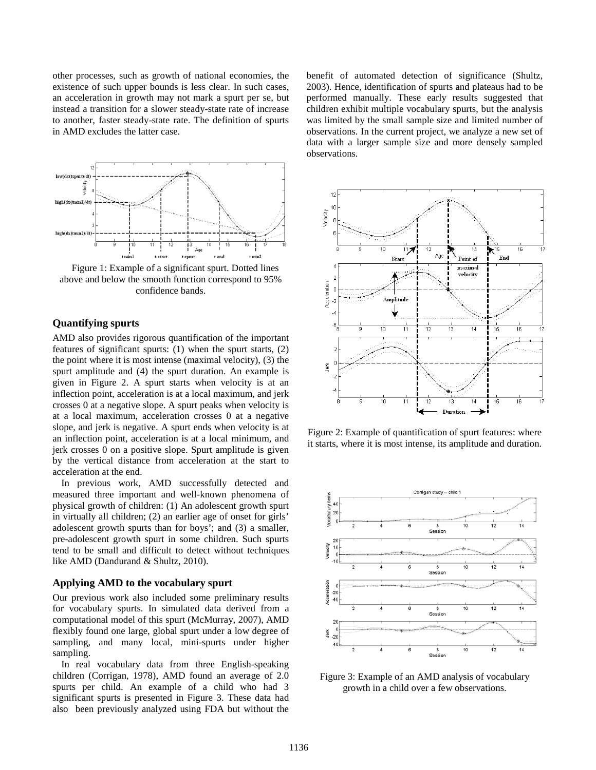other processes, such as growth of national economies, the existence of such upper bounds is less clear. In such cases, an acceleration in growth may not mark a spurt per se, but instead a transition for a slower steady-state rate of increase to another, faster steady-state rate. The definition of spurts in AMD excludes the latter case.

Figure 1: Example of a significant spurt. Dotted lines above and below the smooth function correspond to 95% confidence bands.

## Quantifying spurts

AMD also provides rigorous quantification of the important features of significant spurts: (1) when the spurt starts, (2) the point where it is most intense (maximal velocity), (3) the spurt amplitude and (4) the spurt duration. An example is given in Figure 2. A spurt starts when velocity is at an inflection point, acceleration is at a local maximum, and jerk crosses 0 at a negative slope. A spurt peaks when velocity is at a local maximum, acceleration crosses 0 at a negative slope, and jerk is negative. A spurt ends when velocity is at an inflection point, acceleration is at a local minimum, and jerk crosses 0 on a positive slope. Spurt amplitude is given by the vertical distance from acceleration at the start to acceleration at the end.

In previous work, AMD successfully detected and measured three important and well-known phenomena of physical growth of children: (1) An adolescent growth spurt in virtually all children; (2) an earlier age of onset for girls' adolescent growth spurts than for boys'; and (3) a smaller, pre-adolescent growth spurt in some children. Such spurts tend to be small and difficult to detect without techniques like AMD (Dandurand & Shultz, 2010).

## Applying AMD to the vocabulary spurt

Our previous work also included some preliminary results for vocabulary spurts. In simulated data derived from a computational model of this spurt (McMurray, 2007), AMD flexibly found one large, global spurt under a low degree of sampling, and many local, mini-spurts under higher sampling.

In real vocabulary data from three English-speaking children (Corrigan, 1978), AMD found an average of 2.0 spurts per child. An example of a child who had 3 significant spurts is presented in Figure 3. These data had also been previously analyzed using FDA but without the benefit of automated detection of significance (Shultz, 2003). Hence, identification of spurts and plateaus had to be performed manually. These early results suggested that children exhibit multiple vocabulary spurts, but the analysis was limited by the small sample size and limited number of observations. In the current project, we analyze a new set of data with a larger sample size and more densely sampled observations.

Figure 2: Example of quantification of spurt features: where it starts, where it is most intense, its amplitude and duration.

Figure 3: Example of an AMD analysis of vocabulary growth in a child over a few observations.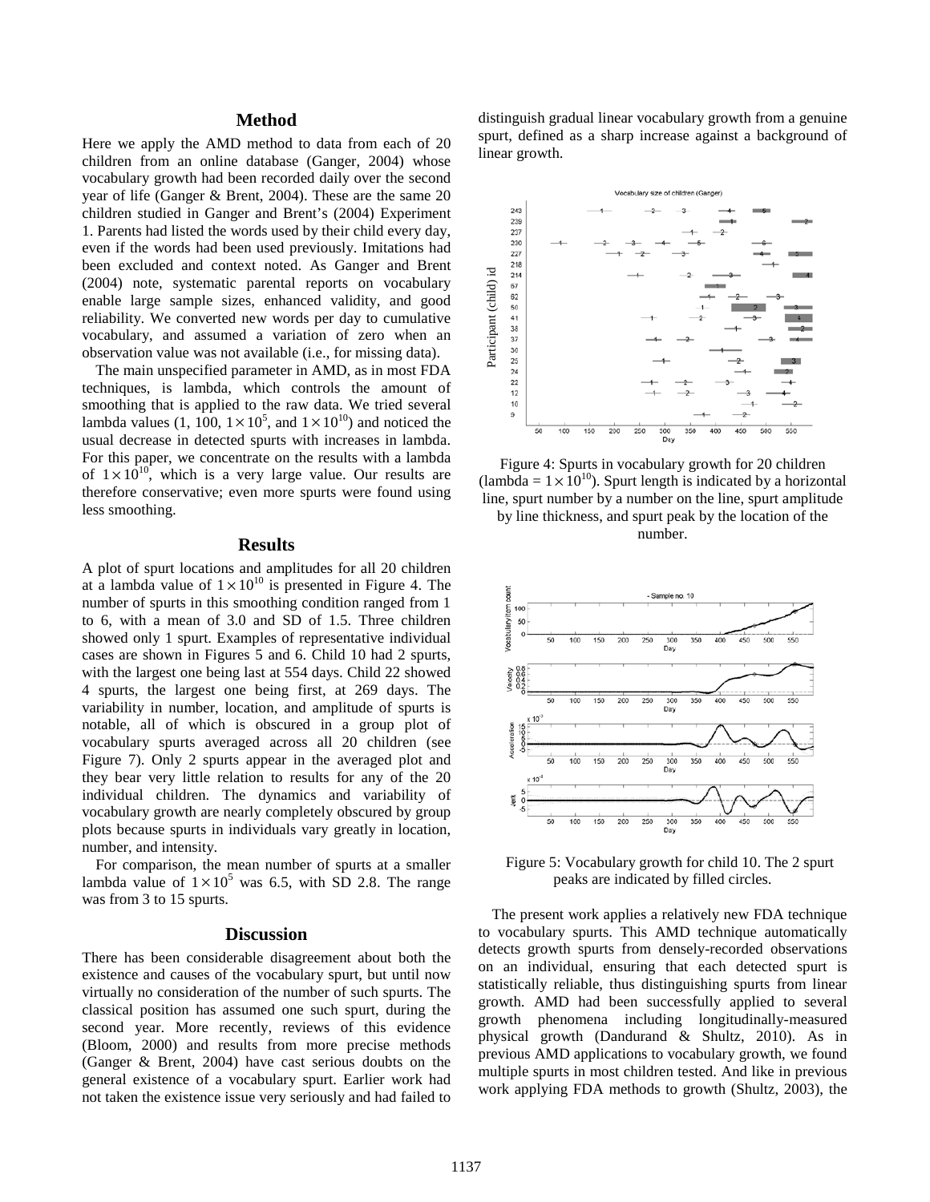## Method

Here we apply the AMD method to data from each of 20 children from an online database (Ganger, 2004) whose vocabulary growth had been recorded daily over the second year of life (Ganger & Brent, 2004). These are the same 20 children studied in Ganger and Brent's (2004) Experiment 1. Parents had listed the words used by their child every day, even if the words had been used previously. Imitations had been excluded and context noted. As Ganger and Brent (2004) note, systematic parental reports on vocabulary enable large sample sizes, enhanced validity, and good reliability. We converted new words per day to cumulative vocabulary, and assumed a variation of zero when an observation value was not available (i.e., for missing data).

The main unspecified parameter in AMD, as in most FDA techniques, is lambda, which controls the amount of smoothing that is applied to the raw data. We tried several lambda values (1, 100, $1 \times 10^5$, and $1 \times 10^{10}$) and noticed the usual decrease in detected spurts with increases in lambda. For this paper, we concentrate on the results with a lambda of $1 \times 10^{10}$, which is a very large value. Our results are therefore conservative; even more spurts were found using less smoothing.

## Results

A plot of spurt locations and amplitudes for all 20 children at a lambda value of $1 \times 10^{10}$ is presented in Figure 4. The number of spurts in this smoothing condition ranged from 1 to 6, with a mean of 3.0 and SD of 1.5. Three children showed only 1 spurt. Examples of representative individual cases are shown in Figures 5 and 6. Child 10 had 2 spurts, with the largest one being last at 554 days. Child 22 showed 4 spurts, the largest one being first, at 269 days. The variability in number, location, and amplitude of spurts is notable, all of which is obscured in a group plot of vocabulary spurts averaged across all 20 children (see Figure 7). Only 2 spurts appear in the averaged plot and they bear very little relation to results for any of the 20 individual children. The dynamics and variability of vocabulary growth are nearly completely obscured by group plots because spurts in individuals vary greatly in location, number, and intensity.

For comparison, the mean number of spurts at a smaller lambda value of $1 \times 10^5$ was 6.5, with SD 2.8. The range was from 3 to 15 spurts.

## Discussion

There has been considerable disagreement about both the existence and causes of the vocabulary spurt, but until now virtually no consideration of the number of such spurts. The classical position has assumed one such spurt, during the second year. More recently, reviews of this evidence (Bloom, 2000) and results from more precise methods (Ganger & Brent, 2004) have cast serious doubts on the general existence of a vocabulary spurt. Earlier work had not taken the existence issue very seriously and had failed to distinguish gradual linear vocabulary growth from a genuine spurt, defined as a sharp increase against a background of linear growth.

Figure 4: Spurts in vocabulary growth for 20 children (lambda = $1 \times 10^{10}$). Spurt length is indicated by a horizontal line, spurt number by a number on the line, spurt amplitude by line thickness, and spurt peak by the location of the number.

Figure 5: Vocabulary growth for child 10. The 2 spurt peaks are indicated by filled circles.

The present work applies a relatively new FDA technique to vocabulary spurts. This AMD technique automatically detects growth spurts from densely-recorded observations on an individual, ensuring that each detected spurt is statistically reliable, thus distinguishing spurts from linear growth. AMD had been successfully applied to several growth phenomena including longitudinally-measured physical growth (Dandurand & Shultz, 2010). As in previous AMD applications to vocabulary growth, we found multiple spurts in most children tested. And like in previous work applying FDA methods to growth (Shultz, 2003), the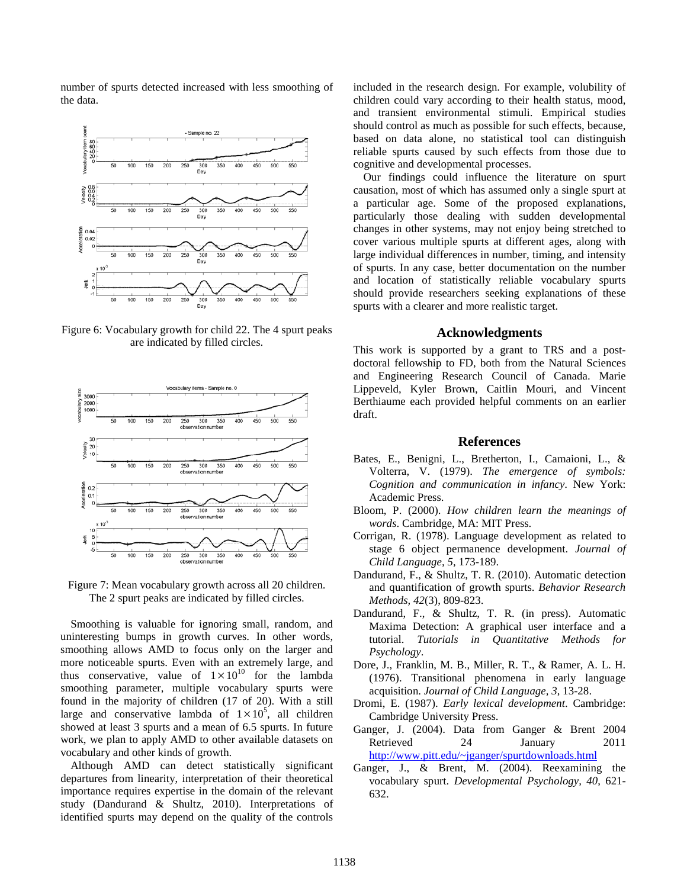number of spurts detected increased with less smoothing of the data.

Figure 6: Vocabulary growth for child 22. The 4 spurt peaks are indicated by filled circles.

Figure 7: Mean vocabulary growth across all 20 children. The 2 spurt peaks are indicated by filled circles.

Smoothing is valuable for ignoring small, random, and uninteresting bumps in growth curves. In other words, smoothing allows AMD to focus only on the larger and more noticeable spurts. Even with an extremely large, and thus conservative, value of $1 \times 10^{10}$ for the lambda smoothing parameter, multiple vocabulary spurts were found in the majority of children (17 of 20). With a still large and conservative lambda of $1 \times 10^{5}$, all children showed at least 3 spurts and a mean of 6.5 spurts. In future work, we plan to apply AMD to other available datasets on vocabulary and other kinds of growth.

Although AMD can detect statistically significant departures from linearity, interpretation of their theoretical importance requires expertise in the domain of the relevant study (Dandurand & Shultz, 2010). Interpretations of identified spurts may depend on the quality of the controls included in the research design. For example, volubility of children could vary according to their health status, mood, and transient environmental stimuli. Empirical studies should control as much as possible for such effects, because, based on data alone, no statistical tool can distinguish reliable spurts caused by such effects from those due to cognitive and developmental processes.

Our findings could influence the literature on spurt causation, most of which has assumed only a single spurt at a particular age. Some of the proposed explanations, particularly those dealing with sudden developmental changes in other systems, may not enjoy being stretched to cover various multiple spurts at different ages, along with large individual differences in number, timing, and intensity of spurts. In any case, better documentation on the number and location of statistically reliable vocabulary spurts should provide researchers seeking explanations of these spurts with a clearer and more realistic target.

## Acknowledgments

This work is supported by a grant to TRS and a post-doctoral fellowship to FD, both from the Natural Sciences and Engineering Research Council of Canada. Marie Lippeveld, Kyler Brown, Caitlin Mouri, and Vincent Berthiaume each provided helpful comments on an earlier draft.

## References

Bates, E., Benigni, L., Bretherton, I., Camaioni, L., & Volterra, V. (1979). *The emergence of symbols: Cognition and communication in infancy*. New York: Academic Press.

Bloom, P. (2000). *How children learn the meanings of words*. Cambridge, MA: MIT Press.

Corrigan, R. (1978). Language development as related to stage 6 object permanence development. *Journal of Child Language, 5*, 173-189.

Dandurand, F., & Shultz, T. R. (2010). Automatic detection and quantification of growth spurts. *Behavior Research Methods, 42*(3), 809-823.

Dandurand, F., & Shultz, T. R. (in press). Automatic Maxima Detection: A graphical user interface and a tutorial. *Tutorials in Quantitative Methods for Psychology*.

Dore, J., Franklin, M. B., Miller, R. T., & Ramer, A. L. H. (1976). Transitional phenomena in early language acquisition. *Journal of Child Language, 3*, 13-28.

Dromi, E. (1987). *Early lexical development*. Cambridge: Cambridge University Press.

Ganger, J. (2004). Data from Ganger & Brent 2004 Retrieved 24 January 2011 http://www.pitt.edu/~jganger/spurtdownloads.html

Ganger, J., & Brent, M. (2004). Reexamining the vocabulary spurt. *Developmental Psychology, 40*, 621-632.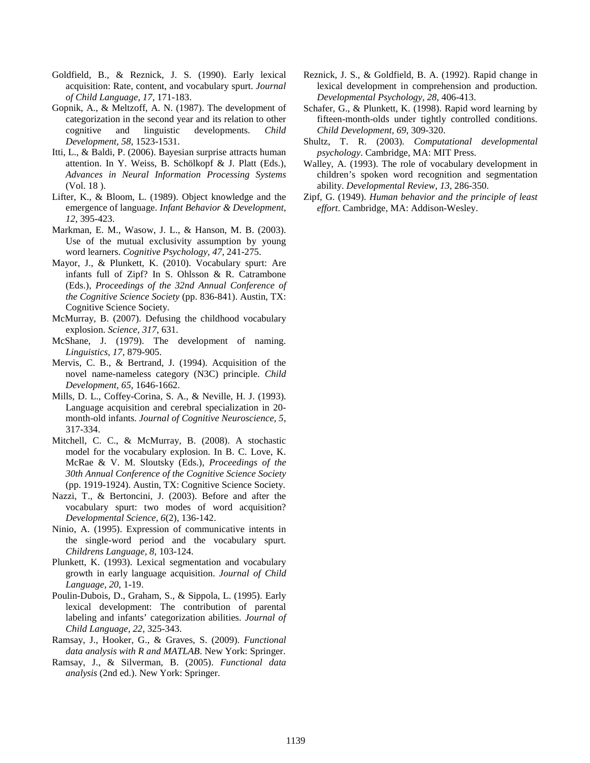Goldfield, B., & Reznick, J. S. (1990). Early lexical acquisition: Rate, content, and vocabulary spurt. *Journal of Child Language, 17*, 171-183.

Gopnik, A., & Meltzoff, A. N. (1987). The development of categorization in the second year and its relation to other cognitive and linguistic developments. *Child Development, 58*, 1523-1531.

Itti, L., & Baldi, P. (2006). Bayesian surprise attracts human attention. In Y. Weiss, B. Schölkopf & J. Platt (Eds.), *Advances in Neural Information Processing Systems* (Vol. 18 ).

Lifter, K., & Bloom, L. (1989). Object knowledge and the emergence of language. *Infant Behavior & Development, 12*, 395-423.

Markman, E. M., Wasow, J. L., & Hanson, M. B. (2003). Use of the mutual exclusivity assumption by young word learners. *Cognitive Psychology, 47*, 241-275.

Mayor, J., & Plunkett, K. (2010). Vocabulary spurt: Are infants full of Zipf? In S. Ohlsson & R. Catrambone (Eds.), *Proceedings of the 32nd Annual Conference of the Cognitive Science Society* (pp. 836-841). Austin, TX: Cognitive Science Society.

McMurray, B. (2007). Defusing the childhood vocabulary explosion. *Science, 317*, 631.

McShane, J. (1979). The development of naming. *Linguistics, 17*, 879-905.

Mervis, C. B., & Bertrand, J. (1994). Acquisition of the novel name-nameless category (N3C) principle. *Child Development, 65*, 1646-1662.

Mills, D. L., Coffey-Corina, S. A., & Neville, H. J. (1993). Language acquisition and cerebral specialization in 20-month-old infants. *Journal of Cognitive Neuroscience, 5*, 317-334.

Mitchell, C. C., & McMurray, B. (2008). A stochastic model for the vocabulary explosion. In B. C. Love, K. McRae & V. M. Sloutsky (Eds.), *Proceedings of the 30th Annual Conference of the Cognitive Science Society* (pp. 1919-1924). Austin, TX: Cognitive Science Society.

Nazzi, T., & Bertoncini, J. (2003). Before and after the vocabulary spurt: two modes of word acquisition? *Developmental Science, 6*(2), 136-142.

Ninio, A. (1995). Expression of communicative intents in the single-word period and the vocabulary spurt. *Childrens Language, 8*, 103-124.

Plunkett, K. (1993). Lexical segmentation and vocabulary growth in early language acquisition. *Journal of Child Language, 20*, 1-19.

Poulin-Dubois, D., Graham, S., & Sippola, L. (1995). Early lexical development: The contribution of parental labeling and infants' categorization abilities. *Journal of Child Language, 22*, 325-343.

Ramsay, J., Hooker, G., & Graves, S. (2009). *Functional data analysis with R and MATLAB*. New York: Springer.

Ramsay, J., & Silverman, B. (2005). *Functional data analysis* (2nd ed.). New York: Springer.

Reznick, J. S., & Goldfield, B. A. (1992). Rapid change in lexical development in comprehension and production. *Developmental Psychology, 28*, 406-413.

Schafer, G., & Plunkett, K. (1998). Rapid word learning by fifteen-month-olds under tightly controlled conditions. *Child Development, 69*, 309-320.

Shultz, T. R. (2003). *Computational developmental psychology*. Cambridge, MA: MIT Press.

Walley, A. (1993). The role of vocabulary development in children's spoken word recognition and segmentation ability. *Developmental Review, 13*, 286-350.

Zipf, G. (1949). *Human behavior and the principle of least effort*. Cambridge, MA: Addison-Wesley.